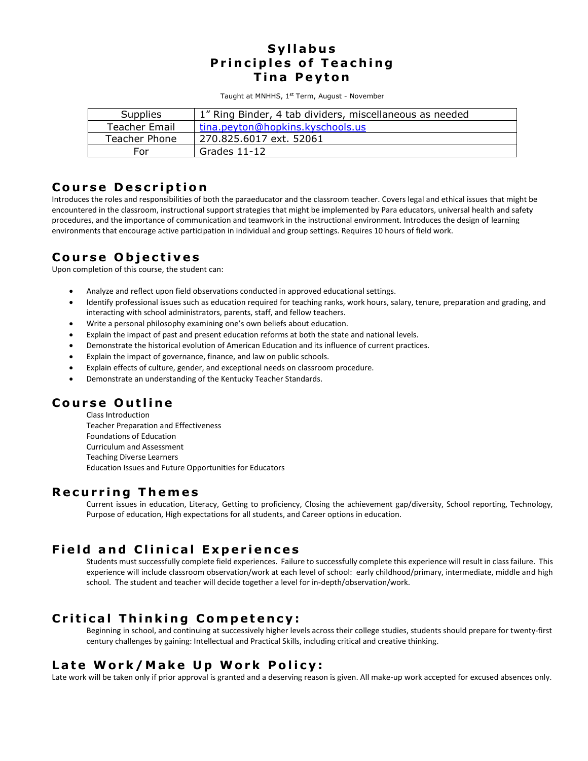# Syllabus
# Principles of Teaching
# Tina Peyton

Taught at MNHHS, 1st Term, August - November

| Supplies | 1" Ring Binder, 4 tab dividers, miscellaneous as needed |
|---|---|
| Teacher Email | tina.peyton@hopkins.kyschools.us |
| Teacher Phone | 270.825.6017 ext. 52061 |
| For | Grades 11-12 |

## Course Description

Introduces the roles and responsibilities of both the paraeducator and the classroom teacher. Covers legal and ethical issues that might be encountered in the classroom, instructional support strategies that might be implemented by Para educators, universal health and safety procedures, and the importance of communication and teamwork in the instructional environment. Introduces the design of learning environments that encourage active participation in individual and group settings. Requires 10 hours of field work.

## Course Objectives

Upon completion of this course, the student can:

- Analyze and reflect upon field observations conducted in approved educational settings.
- Identify professional issues such as education required for teaching ranks, work hours, salary, tenure, preparation and grading, and interacting with school administrators, parents, staff, and fellow teachers.
- Write a personal philosophy examining one's own beliefs about education.
- Explain the impact of past and present education reforms at both the state and national levels.
- Demonstrate the historical evolution of American Education and its influence of current practices.
- Explain the impact of governance, finance, and law on public schools.
- Explain effects of culture, gender, and exceptional needs on classroom procedure.
- Demonstrate an understanding of the Kentucky Teacher Standards.

## Course Outline

Class Introduction
Teacher Preparation and Effectiveness
Foundations of Education
Curriculum and Assessment
Teaching Diverse Learners
Education Issues and Future Opportunities for Educators

## Recurring Themes

Current issues in education, Literacy, Getting to proficiency, Closing the achievement gap/diversity, School reporting, Technology, Purpose of education, High expectations for all students, and Career options in education.

## Field and Clinical Experiences

Students must successfully complete field experiences. Failure to successfully complete this experience will result in class failure. This experience will include classroom observation/work at each level of school: early childhood/primary, intermediate, middle and high school. The student and teacher will decide together a level for in-depth/observation/work.

## Critical Thinking Competency:

Beginning in school, and continuing at successively higher levels across their college studies, students should prepare for twenty-first century challenges by gaining: Intellectual and Practical Skills, including critical and creative thinking.

## Late Work/Make Up Work Policy:

Late work will be taken only if prior approval is granted and a deserving reason is given. All make-up work accepted for excused absences only.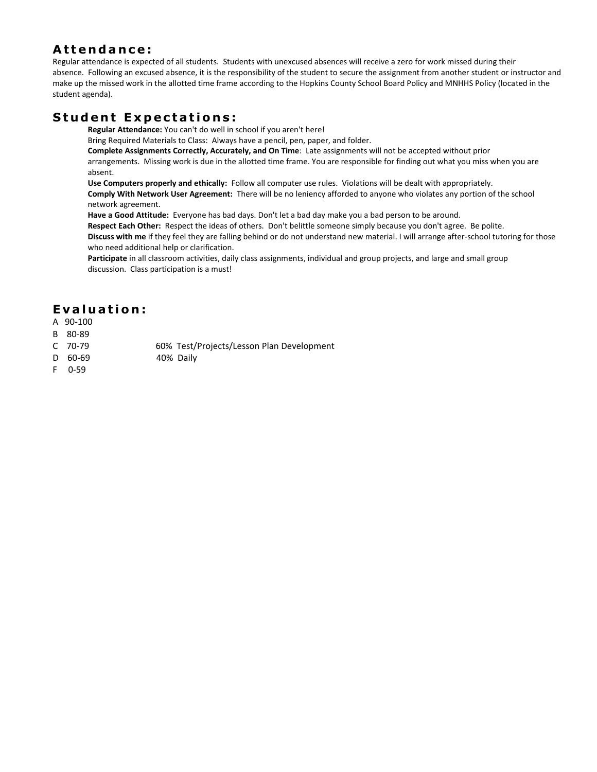## Attendance:

Regular attendance is expected of all students. Students with unexcused absences will receive a zero for work missed during their absence. Following an excused absence, it is the responsibility of the student to secure the assignment from another student or instructor and make up the missed work in the allotted time frame according to the Hopkins County School Board Policy and MNHHS Policy (located in the student agenda).

## Student Expectations:

**Regular Attendance:** You can't do well in school if you aren't here!

Bring Required Materials to Class: Always have a pencil, pen, paper, and folder.

**Complete Assignments Correctly, Accurately, and On Time**: Late assignments will not be accepted without prior arrangements. Missing work is due in the allotted time frame. You are responsible for finding out what you miss when you are absent.

**Use Computers properly and ethically:** Follow all computer use rules. Violations will be dealt with appropriately.

**Comply With Network User Agreement:** There will be no leniency afforded to anyone who violates any portion of the school network agreement.

**Have a Good Attitude:** Everyone has bad days. Don't let a bad day make you a bad person to be around.

**Respect Each Other:** Respect the ideas of others. Don't belittle someone simply because you don't agree. Be polite.

**Discuss with me** if they feel they are falling behind or do not understand new material. I will arrange after-school tutoring for those who need additional help or clarification.

**Participate** in all classroom activities, daily class assignments, individual and group projects, and large and small group discussion. Class participation is a must!

## Evaluation:

| | | |
|---|---|---|
| A | 90-100 | |
| B | 80-89 | |
| C | 70-79 | 60% Test/Projects/Lesson Plan Development |
| D | 60-69 | 40% Daily |
| F | 0-59 | |